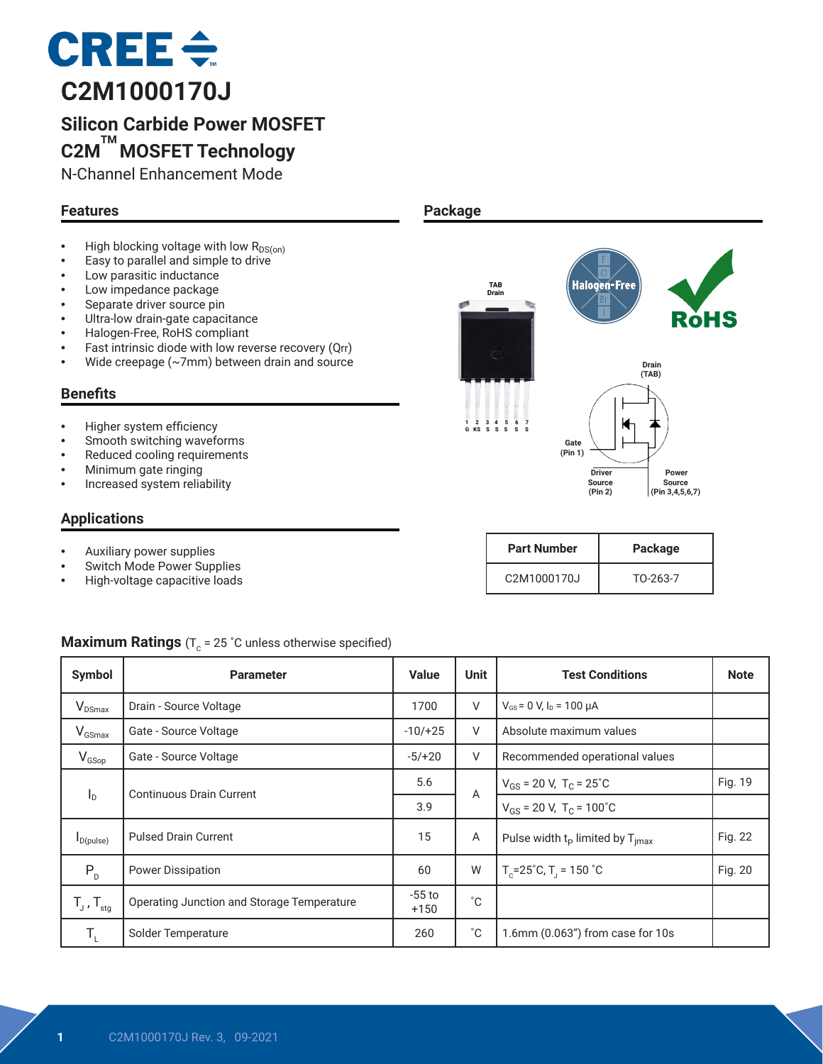# C2M1000170J

## Silicon Carbide Power MOSFET
## C2M™ MOSFET Technology

N-Channel Enhancement Mode

### Features

- High blocking voltage with low $R_{DS(on)}$
- Easy to parallel and simple to drive
- Low parasitic inductance
- Low impedance package
- Separate driver source pin
- Ultra-low drain-gate capacitance
- Halogen-Free, RoHS compliant
- Fast intrinsic diode with low reverse recovery (Qrr)
- Wide creepage (~7mm) between drain and source

### Benefits

- Higher system efficiency
- Smooth switching waveforms
- Reduced cooling requirements
- Minimum gate ringing
- Increased system reliability

### Applications

- Auxiliary power supplies
- Switch Mode Power Supplies
- High-voltage capacitive loads

### Package

TAB Drain

1 G, 2 KS, 3 S, 4 S, 5 S, 6 S, 7 S

Drain (TAB); Gate (Pin 1); Driver Source (Pin 2); Power Source (Pin 3,4,5,6,7)

| Part Number | Package |
|---|---|
| C2M1000170J | TO-263-7 |

### Maximum Ratings ($T_C$ = 25 ˚C unless otherwise specified)

| Symbol | Parameter | Value | Unit | Test Conditions | Note |
|---|---|---|---|---|---|
| $V_{DSmax}$ | Drain - Source Voltage | 1700 | V | $V_{GS}$ = 0 V, $I_D$ = 100 μA | |
| $V_{GSmax}$ | Gate - Source Voltage | -10/+25 | V | Absolute maximum values | |
| $V_{GSop}$ | Gate - Source Voltage | -5/+20 | V | Recommended operational values | |
| $I_D$ | Continuous Drain Current | 5.6 | A | $V_{GS}$ = 20 V, $T_C$ = 25˚C | Fig. 19 |
| | | 3.9 | | $V_{GS}$ = 20 V, $T_C$ = 100˚C | |
| $I_{D(pulse)}$ | Pulsed Drain Current | 15 | A | Pulse width $t_P$ limited by $T_{jmax}$ | Fig. 22 |
| $P_D$ | Power Dissipation | 60 | W | $T_C$=25˚C, $T_J$ = 150 ˚C | Fig. 20 |
| $T_J$ , $T_{stg}$ | Operating Junction and Storage Temperature | -55 to +150 | ˚C | | |
| $T_L$ | Solder Temperature | 260 | ˚C | 1.6mm (0.063") from case for 10s | |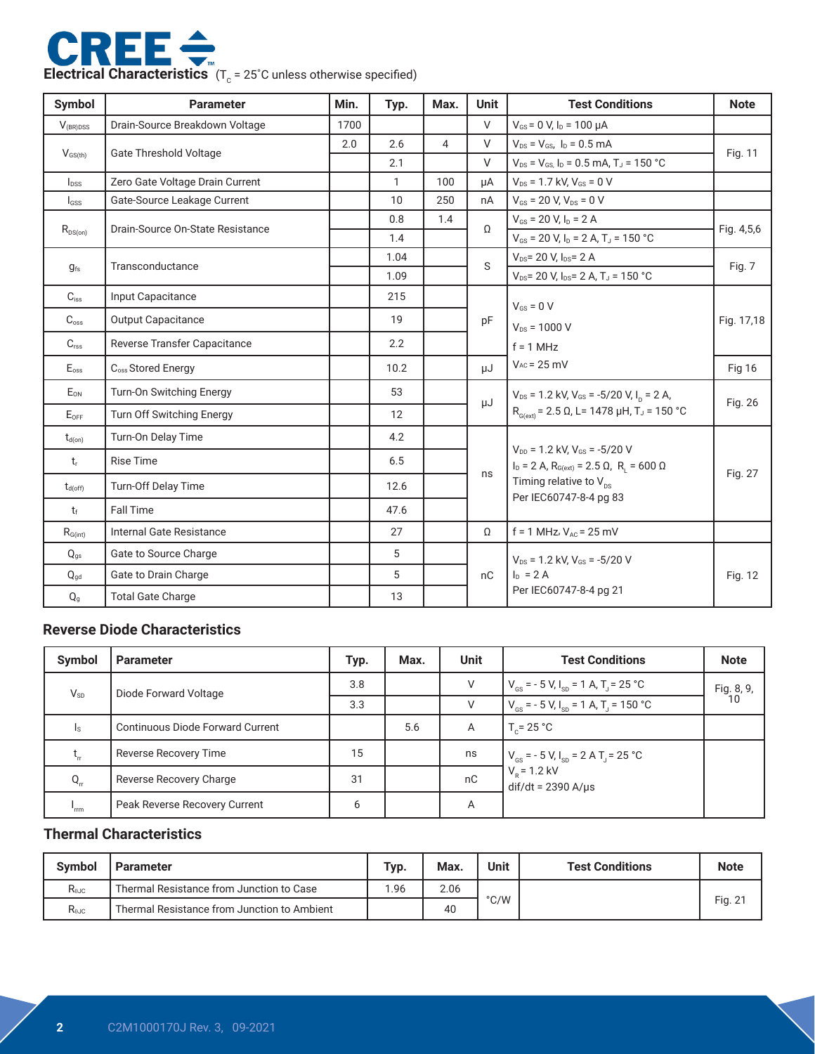## Electrical Characteristics ($T_C$ = 25˚C unless otherwise specified)

| Symbol | Parameter | Min. | Typ. | Max. | Unit | Test Conditions | Note |
|---|---|---|---|---|---|---|---|
| $V_{(BR)DSS}$ | Drain-Source Breakdown Voltage | 1700 | | | V | $V_{GS}$ = 0 V, $I_D$ = 100 μA | |
| $V_{GS(th)}$ | Gate Threshold Voltage | 2.0 | 2.6 | 4 | V | $V_{DS}$ = $V_{GS}$, $I_D$ = 0.5 mA | Fig. 11 |
| | | | 2.1 | | V | $V_{DS}$ = $V_{GS}$, $I_D$ = 0.5 mA, $T_J$ = 150 °C | |
| $I_{DSS}$ | Zero Gate Voltage Drain Current | | 1 | 100 | μA | $V_{DS}$ = 1.7 kV, $V_{GS}$ = 0 V | |
| $I_{GSS}$ | Gate-Source Leakage Current | | 10 | 250 | nA | $V_{GS}$ = 20 V, $V_{DS}$ = 0 V | |
| $R_{DS(on)}$ | Drain-Source On-State Resistance | | 0.8 | 1.4 | Ω | $V_{GS}$ = 20 V, $I_D$ = 2 A | Fig. 4,5,6 |
| | | | 1.4 | | | $V_{GS}$ = 20 V, $I_D$ = 2 A, $T_J$ = 150 °C | |
| $g_{fs}$ | Transconductance | | 1.04 | | S | $V_{DS}$= 20 V, $I_{DS}$= 2 A | Fig. 7 |
| | | | 1.09 | | | $V_{DS}$= 20 V, $I_{DS}$= 2 A, $T_J$ = 150 °C | |
| $C_{iss}$ | Input Capacitance | | 215 | | pF | $V_{GS}$ = 0 V<br>$V_{DS}$ = 1000 V<br>f = 1 MHz<br>$V_{AC}$ = 25 mV | Fig. 17,18 |
| $C_{oss}$ | Output Capacitance | | 19 | | | | |
| $C_{rss}$ | Reverse Transfer Capacitance | | 2.2 | | | | |
| $E_{oss}$ | $C_{oss}$ Stored Energy | | 10.2 | | μJ | | Fig 16 |
| $E_{ON}$ | Turn-On Switching Energy | | 53 | | μJ | $V_{DS}$ = 1.2 kV, $V_{GS}$ = -5/20 V, $I_D$ = 2 A, $R_{G(ext)}$ = 2.5 Ω, L= 1478 μH, $T_J$ = 150 °C | Fig. 26 |
| $E_{OFF}$ | Turn Off Switching Energy | | 12 | | | | |
| $t_{d(on)}$ | Turn-On Delay Time | | 4.2 | | ns | $V_{DD}$ = 1.2 kV, $V_{GS}$ = -5/20 V<br>$I_D$ = 2 A, $R_{G(ext)}$ = 2.5 Ω, $R_L$ = 600 Ω<br>Timing relative to $V_{DS}$<br>Per IEC60747-8-4 pg 83 | Fig. 27 |
| $t_r$ | Rise Time | | 6.5 | | | | |
| $t_{d(off)}$ | Turn-Off Delay Time | | 12.6 | | | | |
| $t_f$ | Fall Time | | 47.6 | | | | |
| $R_{G(int)}$ | Internal Gate Resistance | | 27 | | Ω | f = 1 MHz, $V_{AC}$ = 25 mV | |
| $Q_{gs}$ | Gate to Source Charge | | 5 | | nC | $V_{DS}$ = 1.2 kV, $V_{GS}$ = -5/20 V<br>$I_D$ = 2 A<br>Per IEC60747-8-4 pg 21 | Fig. 12 |
| $Q_{gd}$ | Gate to Drain Charge | | 5 | | | | |
| $Q_g$ | Total Gate Charge | | 13 | | | | |

## Reverse Diode Characteristics

| Symbol | Parameter | Typ. | Max. | Unit | Test Conditions | Note |
|---|---|---|---|---|---|---|
| $V_{SD}$ | Diode Forward Voltage | 3.8 | | V | $V_{GS}$ = - 5 V, $I_{SD}$ = 1 A, $T_J$ = 25 °C | Fig. 8, 9, 10 |
| | | 3.3 | | V | $V_{GS}$ = - 5 V, $I_{SD}$ = 1 A, $T_J$ = 150 °C | |
| $I_S$ | Continuous Diode Forward Current | | 5.6 | A | $T_C$ = 25 °C | |
| $t_{rr}$ | Reverse Recovery Time | 15 | | ns | $V_{GS}$ = - 5 V, $I_{SD}$ = 2 A $T_J$ = 25 °C<br>$V_R$ = 1.2 kV<br>dif/dt = 2390 A/μs | |
| $Q_{rr}$ | Reverse Recovery Charge | 31 | | nC | | |
| $I_{rrm}$ | Peak Reverse Recovery Current | 6 | | A | | |

## Thermal Characteristics

| Symbol | Parameter | Typ. | Max. | Unit | Test Conditions | Note |
|---|---|---|---|---|---|---|
| $R_{θJC}$ | Thermal Resistance from Junction to Case | 1.96 | 2.06 | °C/W | | Fig. 21 |
| $R_{θJC}$ | Thermal Resistance from Junction to Ambient | | 40 | | | |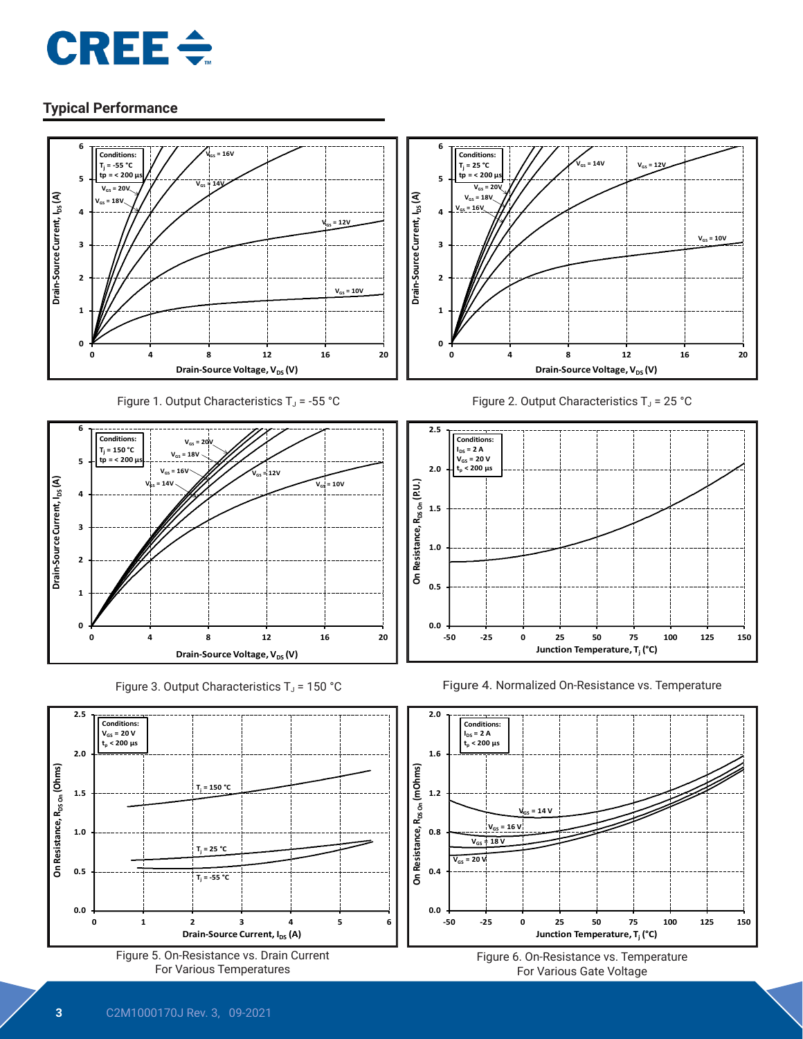## Typical Performance

Figure 1. Output Characteristics $T_J$ = -55 °C

Figure 2. Output Characteristics $T_J$ = 25 °C

Figure 3. Output Characteristics $T_J$ = 150 °C

Figure 4. Normalized On-Resistance vs. Temperature

Figure 5. On-Resistance vs. Drain Current For Various Temperatures

Figure 6. On-Resistance vs. Temperature For Various Gate Voltage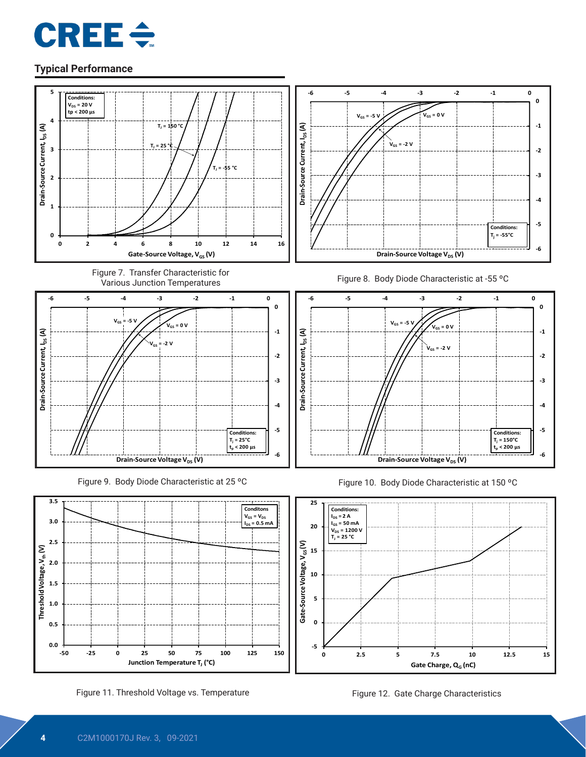## Typical Performance

Figure 7. Transfer Characteristic for Various Junction Temperatures

Figure 8. Body Diode Characteristic at -55 ºC

Figure 9. Body Diode Characteristic at 25 ºC

Figure 10. Body Diode Characteristic at 150 ºC

Figure 11. Threshold Voltage vs. Temperature

Figure 12. Gate Charge Characteristics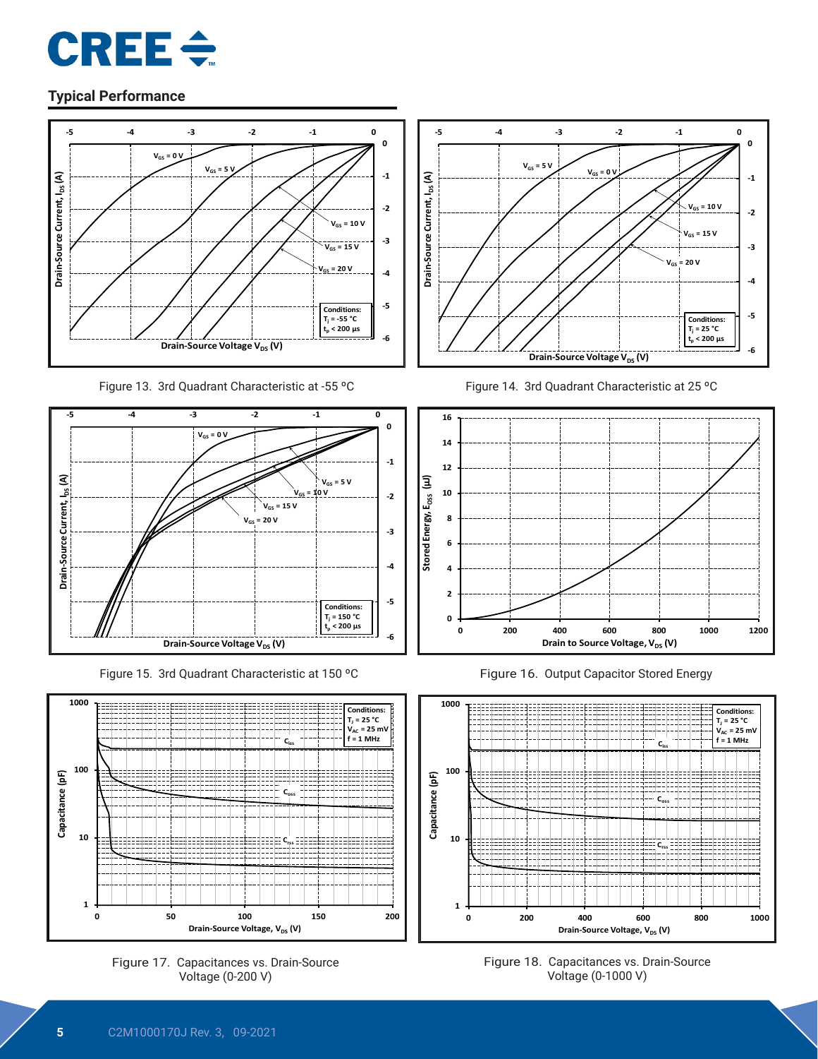## Typical Performance

Figure 13. 3rd Quadrant Characteristic at -55 °C

Figure 14. 3rd Quadrant Characteristic at 25 °C

Figure 15. 3rd Quadrant Characteristic at 150 °C

Figure 16. Output Capacitor Stored Energy

Figure 17. Capacitances vs. Drain-Source Voltage (0-200 V)

Figure 18. Capacitances vs. Drain-Source Voltage (0-1000 V)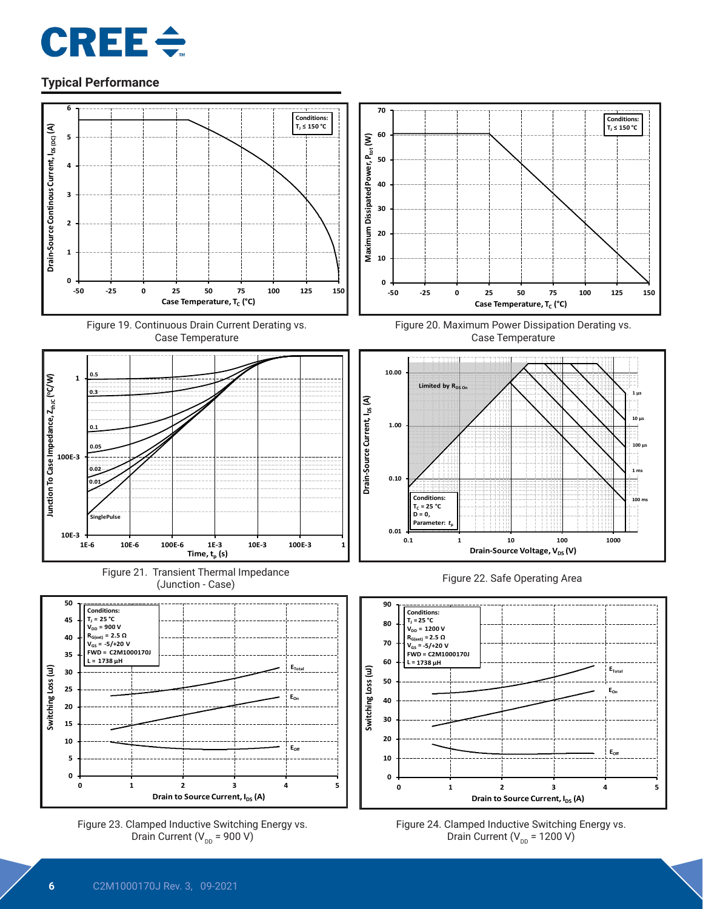## Typical Performance

Figure 19. Continuous Drain Current Derating vs. Case Temperature

Figure 20. Maximum Power Dissipation Derating vs. Case Temperature

Figure 21. Transient Thermal Impedance (Junction - Case)

Figure 22. Safe Operating Area

Figure 23. Clamped Inductive Switching Energy vs. Drain Current ($V_{DD}$ = 900 V)

Figure 24. Clamped Inductive Switching Energy vs. Drain Current ($V_{DD}$ = 1200 V)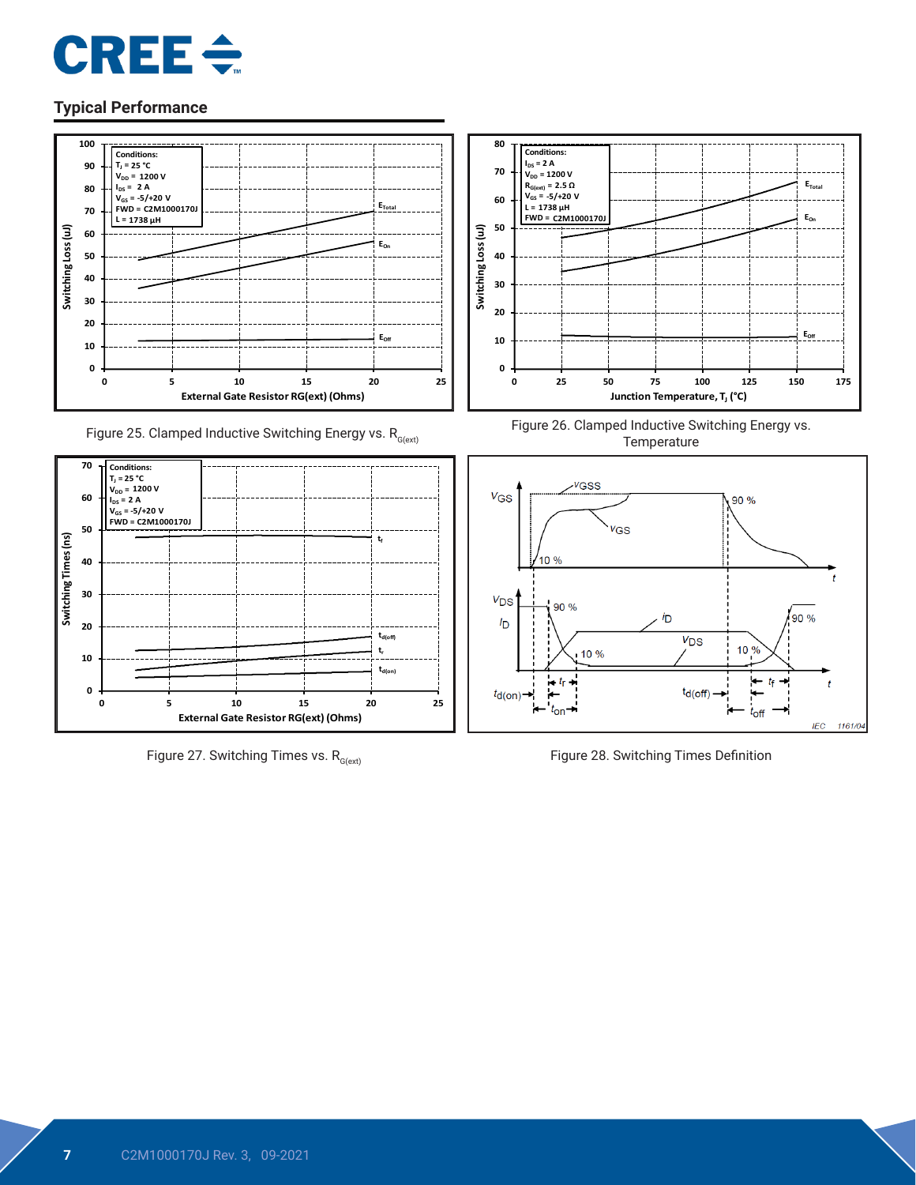## Typical Performance

Figure 25. Clamped Inductive Switching Energy vs. $R_{G(ext)}$

Figure 26. Clamped Inductive Switching Energy vs. Temperature

Figure 27. Switching Times vs. $R_{G(ext)}$

Figure 28. Switching Times Definition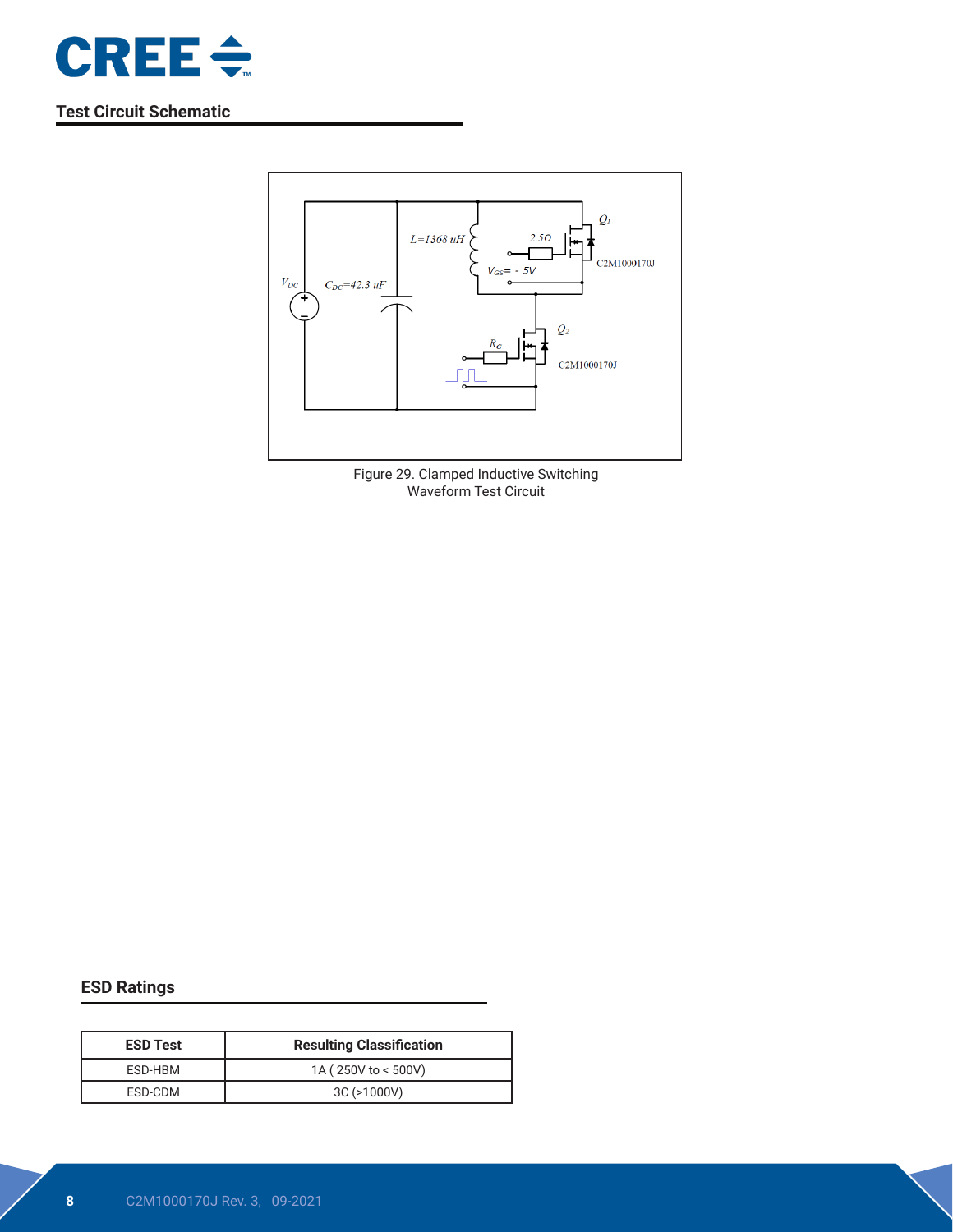## Test Circuit Schematic

Figure 29. Clamped Inductive Switching Waveform Test Circuit

## ESD Ratings

| ESD Test | Resulting Classification |
| --- | --- |
| ESD-HBM | 1A ( 250V to < 500V) |
| ESD-CDM | 3C (>1000V) |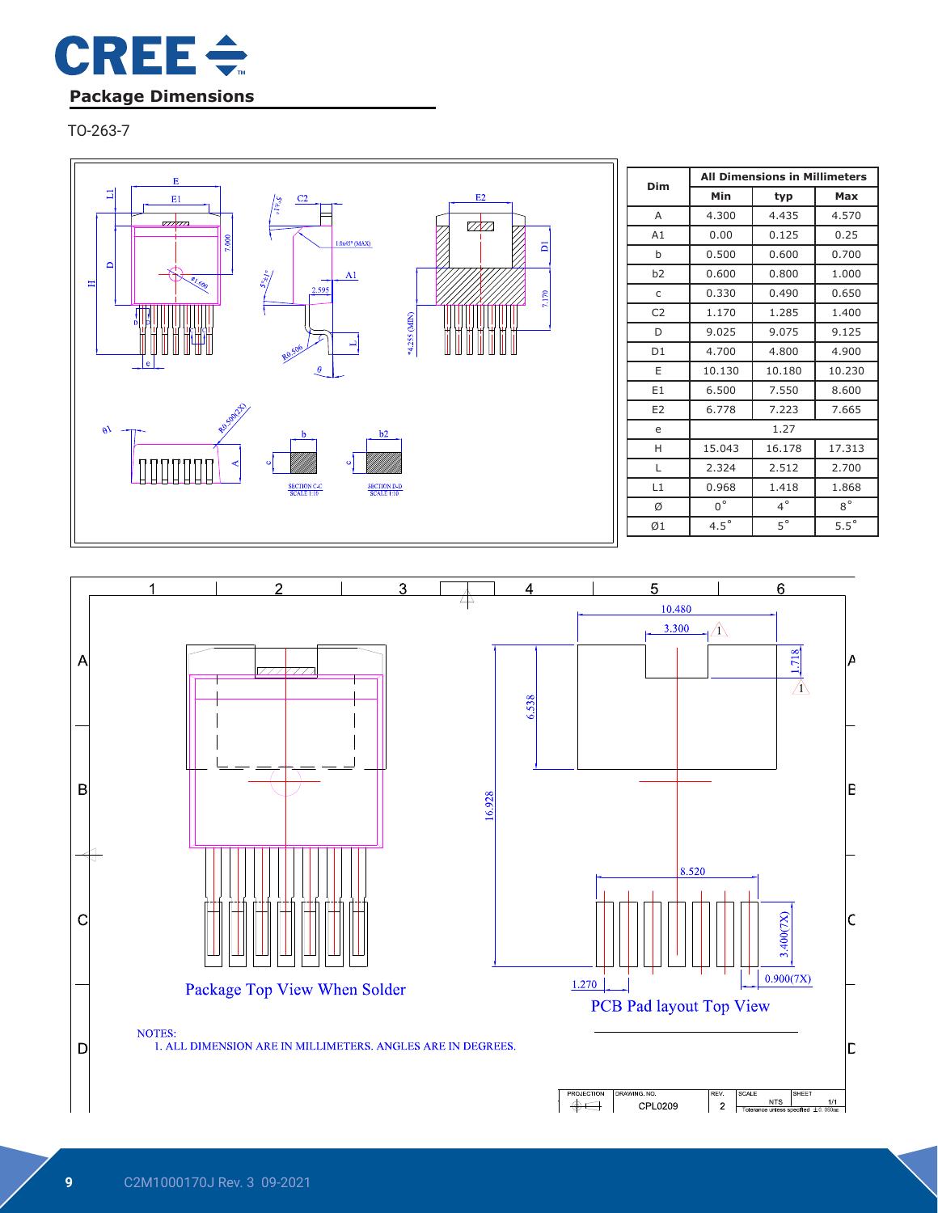## Package Dimensions

TO-263-7

| Dim | All Dimensions in Millimeters | | |
|---|---|---|---|
| | Min | typ | Max |
| A | 4.300 | 4.435 | 4.570 |
| A1 | 0.00 | 0.125 | 0.25 |
| b | 0.500 | 0.600 | 0.700 |
| b2 | 0.600 | 0.800 | 1.000 |
| c | 0.330 | 0.490 | 0.650 |
| C2 | 1.170 | 1.285 | 1.400 |
| D | 9.025 | 9.075 | 9.125 |
| D1 | 4.700 | 4.800 | 4.900 |
| E | 10.130 | 10.180 | 10.230 |
| E1 | 6.500 | 7.550 | 8.600 |
| E2 | 6.778 | 7.223 | 7.665 |
| e | 1.27 | | |
| H | 15.043 | 16.178 | 17.313 |
| L | 2.324 | 2.512 | 2.700 |
| L1 | 0.968 | 1.418 | 1.868 |
| Ø | 0° | 4° | 8° |
| Ø1 | 4.5° | 5° | 5.5° |

Package Top View When Solder

PCB Pad layout Top View

NOTES:
1. ALL DIMENSION ARE IN MILLIMETERS. ANGLES ARE IN DEGREES.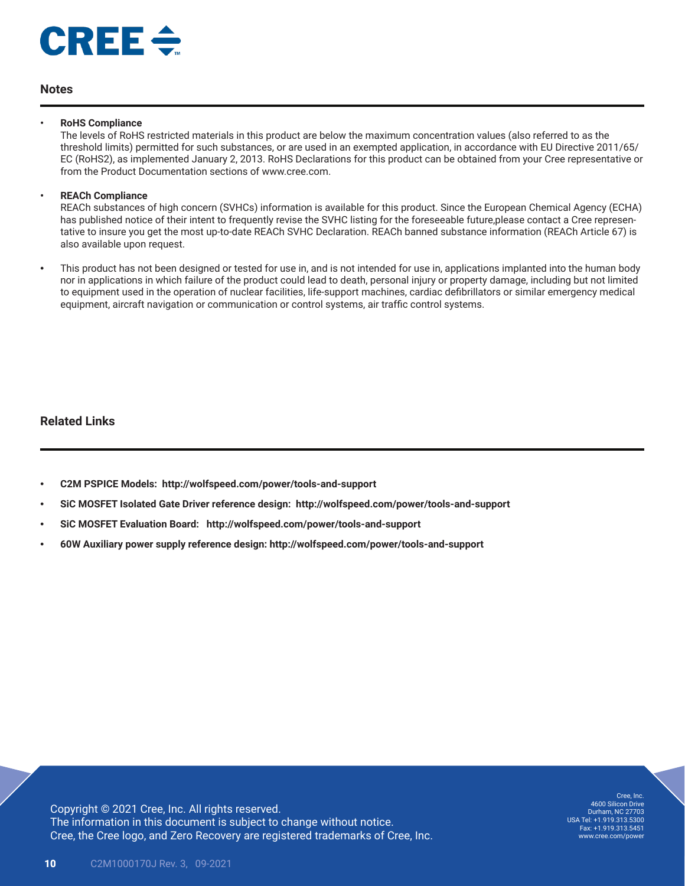## Notes

- **RoHS Compliance**
  The levels of RoHS restricted materials in this product are below the maximum concentration values (also referred to as the threshold limits) permitted for such substances, or are used in an exempted application, in accordance with EU Directive 2011/65/EC (RoHS2), as implemented January 2, 2013. RoHS Declarations for this product can be obtained from your Cree representative or from the Product Documentation sections of www.cree.com.

- **REACh Compliance**
  REACh substances of high concern (SVHCs) information is available for this product. Since the European Chemical Agency (ECHA) has published notice of their intent to frequently revise the SVHC listing for the foreseeable future,please contact a Cree representative to insure you get the most up-to-date REACh SVHC Declaration. REACh banned substance information (REACh Article 67) is also available upon request.

- This product has not been designed or tested for use in, and is not intended for use in, applications implanted into the human body nor in applications in which failure of the product could lead to death, personal injury or property damage, including but not limited to equipment used in the operation of nuclear facilities, life-support machines, cardiac defibrillators or similar emergency medical equipment, aircraft navigation or communication or control systems, air traffic control systems.

## Related Links

- **C2M PSPICE Models: http://wolfspeed.com/power/tools-and-support**
- **SiC MOSFET Isolated Gate Driver reference design: http://wolfspeed.com/power/tools-and-support**
- **SiC MOSFET Evaluation Board: http://wolfspeed.com/power/tools-and-support**
- **60W Auxiliary power supply reference design: http://wolfspeed.com/power/tools-and-support**

Copyright © 2021 Cree, Inc. All rights reserved.
The information in this document is subject to change without notice.
Cree, the Cree logo, and Zero Recovery are registered trademarks of Cree, Inc.

Cree, Inc.
4600 Silicon Drive
Durham, NC 27703
USA Tel: +1.919.313.5300
Fax: +1.919.313.5451
www.cree.com/power

C2M1000170J Rev. 3, 09-2021